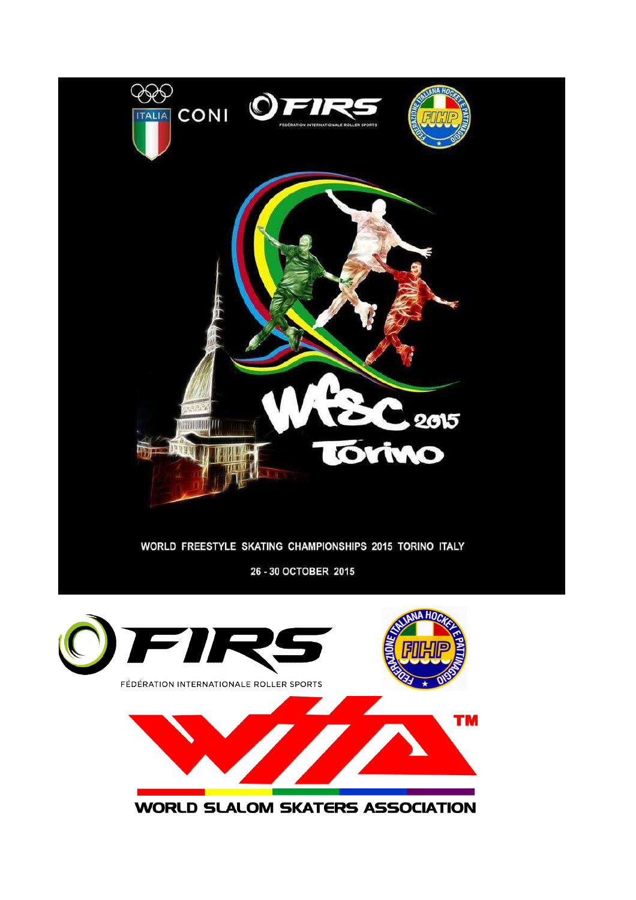ITALIA CONI

FIRS FÉDÉRATION INTERNATIONALE ROLLER SPORTS

FEDERAZIONE ITALIANA HOCKEY E PATTINAGGIO FIHP

WFSC 2015 Torino

WORLD FREESTYLE SKATING CHAMPIONSHIPS 2015 TORINO ITALY

26 - 30 OCTOBER 2015

FIRS FÉDÉRATION INTERNATIONALE ROLLER SPORTS

FEDERAZIONE ITALIANA HOCKEY E PATTINAGGIO FIHP

WSSA™

WORLD SLALOM SKATERS ASSOCIATION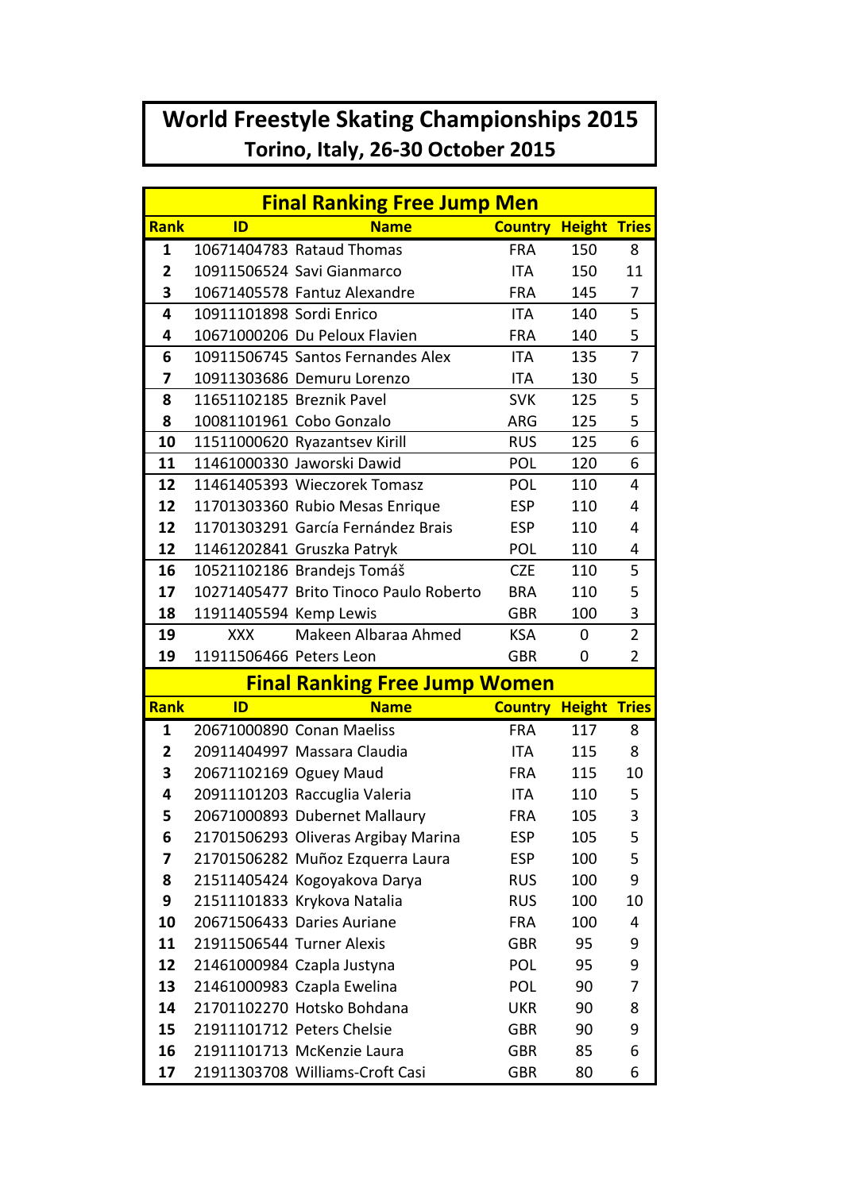# World Freestyle Skating Championships 2015

## Torino, Italy, 26-30 October 2015

### Final Ranking Free Jump Men

| Rank | ID | Name | Country | Height | Tries |
|---|---|---|---|---|---|
| 1 | 10671404783 | Rataud Thomas | FRA | 150 | 8 |
| 2 | 10911506524 | Savi Gianmarco | ITA | 150 | 11 |
| 3 | 10671405578 | Fantuz Alexandre | FRA | 145 | 7 |
| 4 | 10911101898 | Sordi Enrico | ITA | 140 | 5 |
| 4 | 10671000206 | Du Peloux Flavien | FRA | 140 | 5 |
| 6 | 10911506745 | Santos Fernandes Alex | ITA | 135 | 7 |
| 7 | 10911303686 | Demuru Lorenzo | ITA | 130 | 5 |
| 8 | 11651102185 | Breznik Pavel | SVK | 125 | 5 |
| 8 | 10081101961 | Cobo Gonzalo | ARG | 125 | 5 |
| 10 | 11511000620 | Ryazantsev Kirill | RUS | 125 | 6 |
| 11 | 11461000330 | Jaworski Dawid | POL | 120 | 6 |
| 12 | 11461405393 | Wieczorek Tomasz | POL | 110 | 4 |
| 12 | 11701303360 | Rubio Mesas Enrique | ESP | 110 | 4 |
| 12 | 11701303291 | García Fernández Brais | ESP | 110 | 4 |
| 12 | 11461202841 | Gruszka Patryk | POL | 110 | 4 |
| 16 | 10521102186 | Brandejs Tomáš | CZE | 110 | 5 |
| 17 | 10271405477 | Brito Tinoco Paulo Roberto | BRA | 110 | 5 |
| 18 | 11911405594 | Kemp Lewis | GBR | 100 | 3 |
| 19 | XXX | Makeen Albaraa Ahmed | KSA | 0 | 2 |
| 19 | 11911506466 | Peters Leon | GBR | 0 | 2 |

### Final Ranking Free Jump Women

| Rank | ID | Name | Country | Height | Tries |
|---|---|---|---|---|---|
| 1 | 20671000890 | Conan Maeliss | FRA | 117 | 8 |
| 2 | 20911404997 | Massara Claudia | ITA | 115 | 8 |
| 3 | 20671102169 | Oguey Maud | FRA | 115 | 10 |
| 4 | 20911101203 | Raccuglia Valeria | ITA | 110 | 5 |
| 5 | 20671000893 | Dubernet Mallaury | FRA | 105 | 3 |
| 6 | 21701506293 | Oliveras Argibay Marina | ESP | 105 | 5 |
| 7 | 21701506282 | Muñoz Ezquerra Laura | ESP | 100 | 5 |
| 8 | 21511405424 | Kogoyakova Darya | RUS | 100 | 9 |
| 9 | 21511101833 | Krykova Natalia | RUS | 100 | 10 |
| 10 | 20671506433 | Daries Auriane | FRA | 100 | 4 |
| 11 | 21911506544 | Turner Alexis | GBR | 95 | 9 |
| 12 | 21461000984 | Czapla Justyna | POL | 95 | 9 |
| 13 | 21461000983 | Czapla Ewelina | POL | 90 | 7 |
| 14 | 21701102270 | Hotsko Bohdana | UKR | 90 | 8 |
| 15 | 21911101712 | Peters Chelsie | GBR | 90 | 9 |
| 16 | 21911101713 | McKenzie Laura | GBR | 85 | 6 |
| 17 | 21911303708 | Williams-Croft Casi | GBR | 80 | 6 |